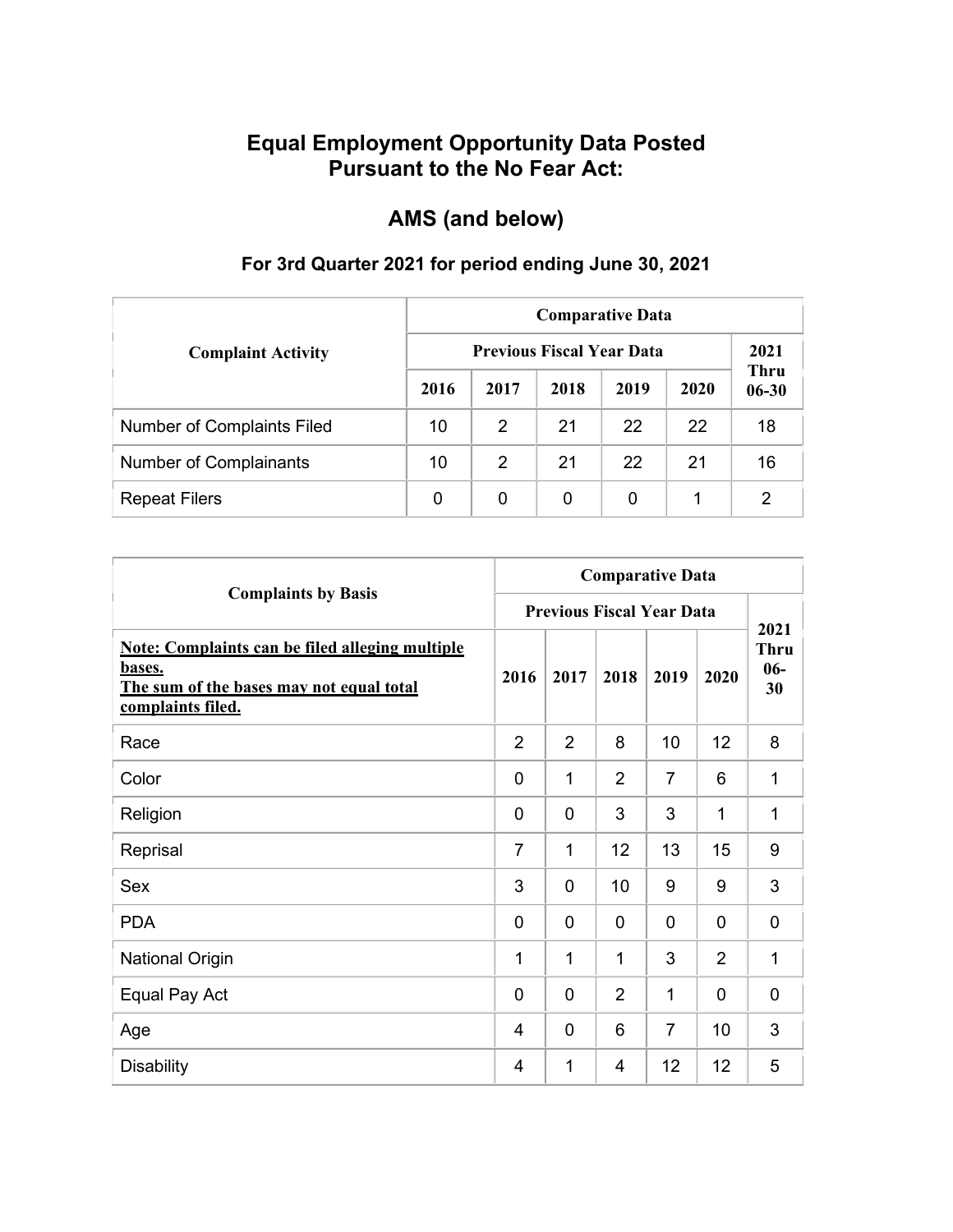# Equal Employment Opportunity Data Posted Pursuant to the No Fear Act:

## AMS (and below)

### For 3rd Quarter 2021 for period ending June 30, 2021

| Complaint Activity | Comparative Data | | | | | |
|---|---|---|---|---|---|---|
| | Previous Fiscal Year Data | | | | | 2021 Thru 06-30 |
| | 2016 | 2017 | 2018 | 2019 | 2020 | |
| Number of Complaints Filed | 10 | 2 | 21 | 22 | 22 | 18 |
| Number of Complainants | 10 | 2 | 21 | 22 | 21 | 16 |
| Repeat Filers | 0 | 0 | 0 | 0 | 1 | 2 |

| Complaints by Basis | Comparative Data | | | | | |
|---|---|---|---|---|---|---|
| | Previous Fiscal Year Data | | | | | 2021 Thru 06-30 |
| **Note: Complaints can be filed alleging multiple bases. The sum of the bases may not equal total complaints filed.** | 2016 | 2017 | 2018 | 2019 | 2020 | |
| Race | 2 | 2 | 8 | 10 | 12 | 8 |
| Color | 0 | 1 | 2 | 7 | 6 | 1 |
| Religion | 0 | 0 | 3 | 3 | 1 | 1 |
| Reprisal | 7 | 1 | 12 | 13 | 15 | 9 |
| Sex | 3 | 0 | 10 | 9 | 9 | 3 |
| PDA | 0 | 0 | 0 | 0 | 0 | 0 |
| National Origin | 1 | 1 | 1 | 3 | 2 | 1 |
| Equal Pay Act | 0 | 0 | 2 | 1 | 0 | 0 |
| Age | 4 | 0 | 6 | 7 | 10 | 3 |
| Disability | 4 | 1 | 4 | 12 | 12 | 5 |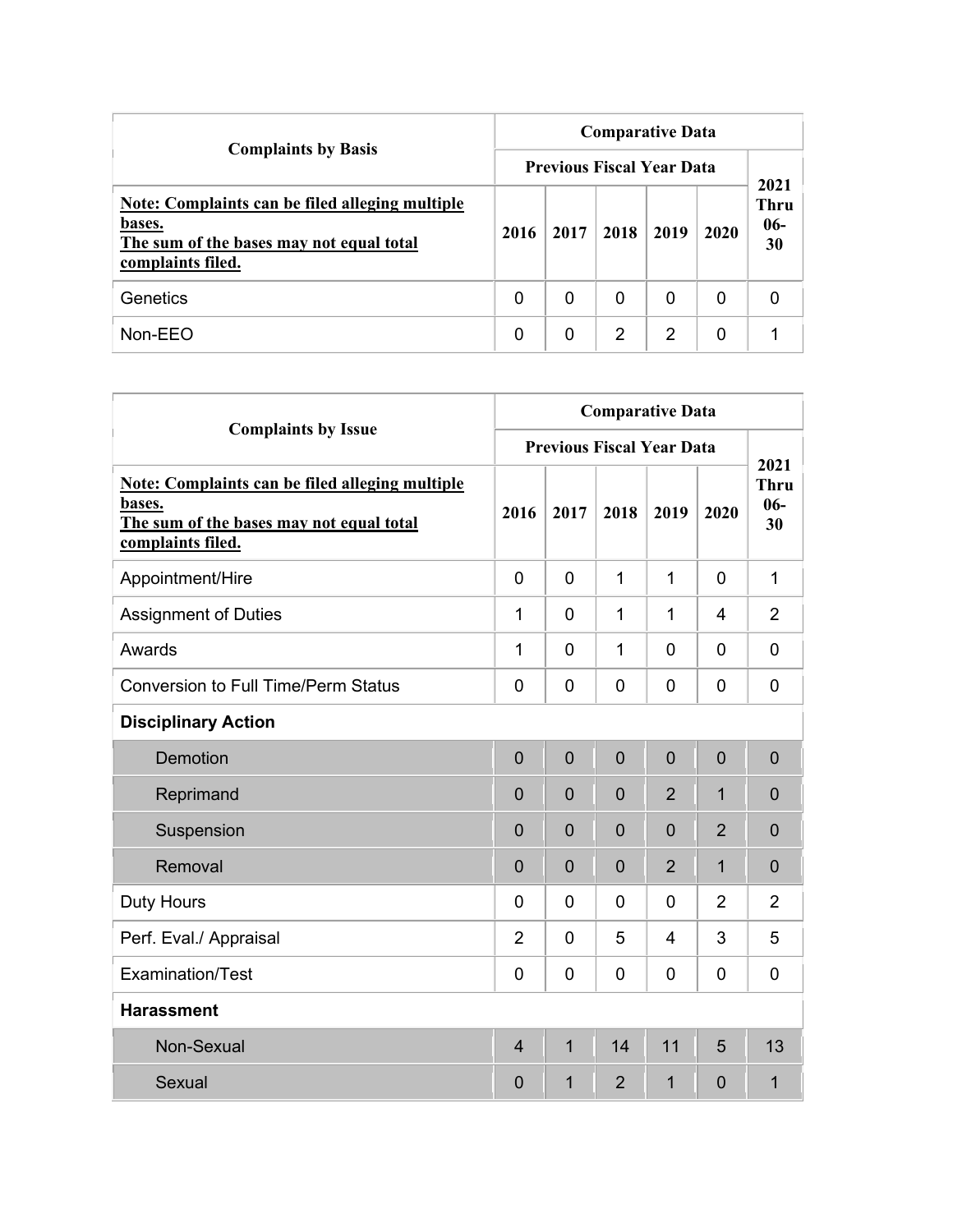| Complaints by Basis | Comparative Data | | | | | |
|---|---|---|---|---|---|---|
| | Previous Fiscal Year Data | | | | | 2021 Thru 06-30 |
| **Note: Complaints can be filed alleging multiple bases. The sum of the bases may not equal total complaints filed.** | 2016 | 2017 | 2018 | 2019 | 2020 | |
| Genetics | 0 | 0 | 0 | 0 | 0 | 0 |
| Non-EEO | 0 | 0 | 2 | 2 | 0 | 1 |

| Complaints by Issue | Comparative Data | | | | | |
|---|---|---|---|---|---|---|
| | Previous Fiscal Year Data | | | | | 2021 Thru 06-30 |
| **Note: Complaints can be filed alleging multiple bases. The sum of the bases may not equal total complaints filed.** | 2016 | 2017 | 2018 | 2019 | 2020 | |
| Appointment/Hire | 0 | 0 | 1 | 1 | 0 | 1 |
| Assignment of Duties | 1 | 0 | 1 | 1 | 4 | 2 |
| Awards | 1 | 0 | 1 | 0 | 0 | 0 |
| Conversion to Full Time/Perm Status | 0 | 0 | 0 | 0 | 0 | 0 |
| **Disciplinary Action** | | | | | | |
| Demotion | 0 | 0 | 0 | 0 | 0 | 0 |
| Reprimand | 0 | 0 | 0 | 2 | 1 | 0 |
| Suspension | 0 | 0 | 0 | 0 | 2 | 0 |
| Removal | 0 | 0 | 0 | 2 | 1 | 0 |
| Duty Hours | 0 | 0 | 0 | 0 | 2 | 2 |
| Perf. Eval./ Appraisal | 2 | 0 | 5 | 4 | 3 | 5 |
| Examination/Test | 0 | 0 | 0 | 0 | 0 | 0 |
| **Harassment** | | | | | | |
| Non-Sexual | 4 | 1 | 14 | 11 | 5 | 13 |
| Sexual | 0 | 1 | 2 | 1 | 0 | 1 |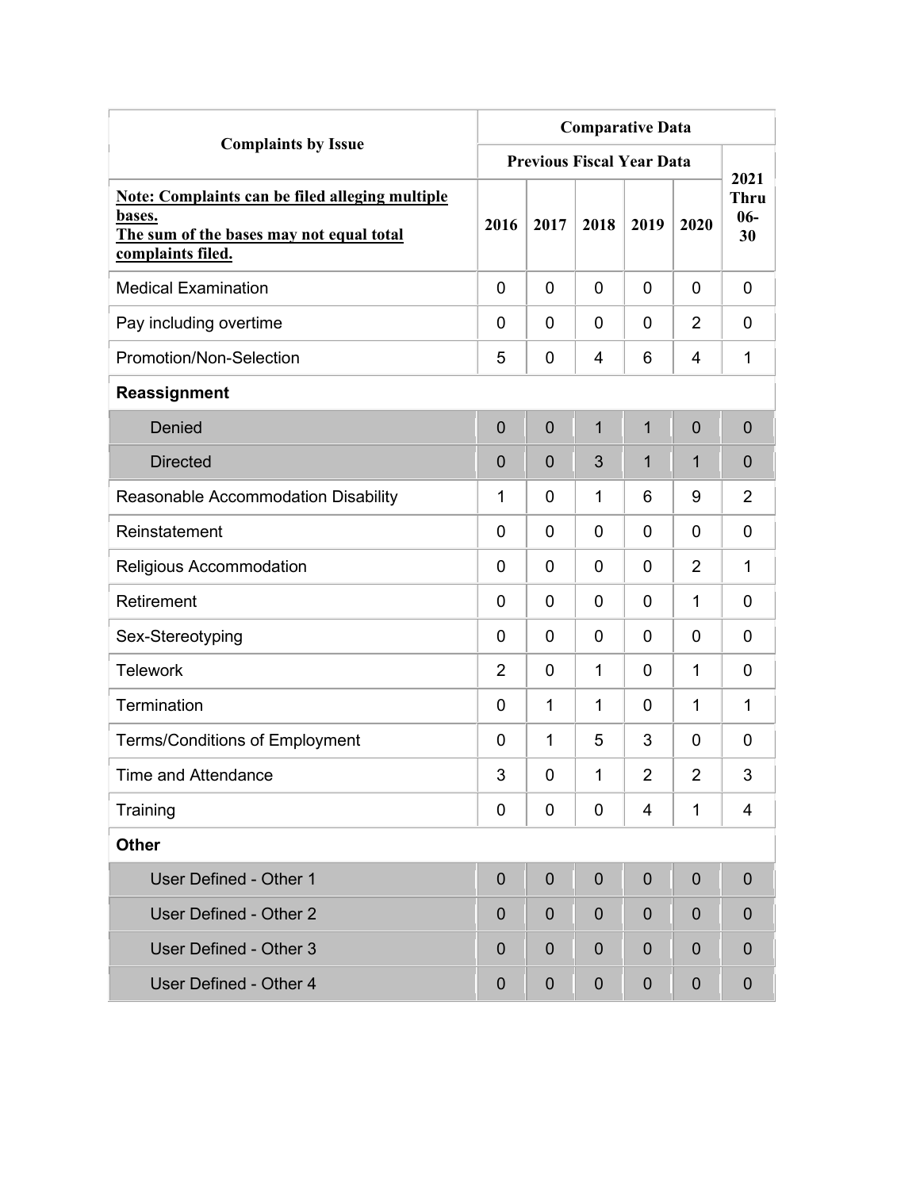| Complaints by Issue | Comparative Data | | | | | |
|---|---|---|---|---|---|---|
| | Previous Fiscal Year Data | | | | | 2021 Thru 06-30 |
| **Note: Complaints can be filed alleging multiple bases. The sum of the bases may not equal total complaints filed.** | 2016 | 2017 | 2018 | 2019 | 2020 | |
| Medical Examination | 0 | 0 | 0 | 0 | 0 | 0 |
| Pay including overtime | 0 | 0 | 0 | 0 | 2 | 0 |
| Promotion/Non-Selection | 5 | 0 | 4 | 6 | 4 | 1 |
| **Reassignment** | | | | | | |
| Denied | 0 | 0 | 1 | 1 | 0 | 0 |
| Directed | 0 | 0 | 3 | 1 | 1 | 0 |
| Reasonable Accommodation Disability | 1 | 0 | 1 | 6 | 9 | 2 |
| Reinstatement | 0 | 0 | 0 | 0 | 0 | 0 |
| Religious Accommodation | 0 | 0 | 0 | 0 | 2 | 1 |
| Retirement | 0 | 0 | 0 | 0 | 1 | 0 |
| Sex-Stereotyping | 0 | 0 | 0 | 0 | 0 | 0 |
| Telework | 2 | 0 | 1 | 0 | 1 | 0 |
| Termination | 0 | 1 | 1 | 0 | 1 | 1 |
| Terms/Conditions of Employment | 0 | 1 | 5 | 3 | 0 | 0 |
| Time and Attendance | 3 | 0 | 1 | 2 | 2 | 3 |
| Training | 0 | 0 | 0 | 4 | 1 | 4 |
| **Other** | | | | | | |
| User Defined - Other 1 | 0 | 0 | 0 | 0 | 0 | 0 |
| User Defined - Other 2 | 0 | 0 | 0 | 0 | 0 | 0 |
| User Defined - Other 3 | 0 | 0 | 0 | 0 | 0 | 0 |
| User Defined - Other 4 | 0 | 0 | 0 | 0 | 0 | 0 |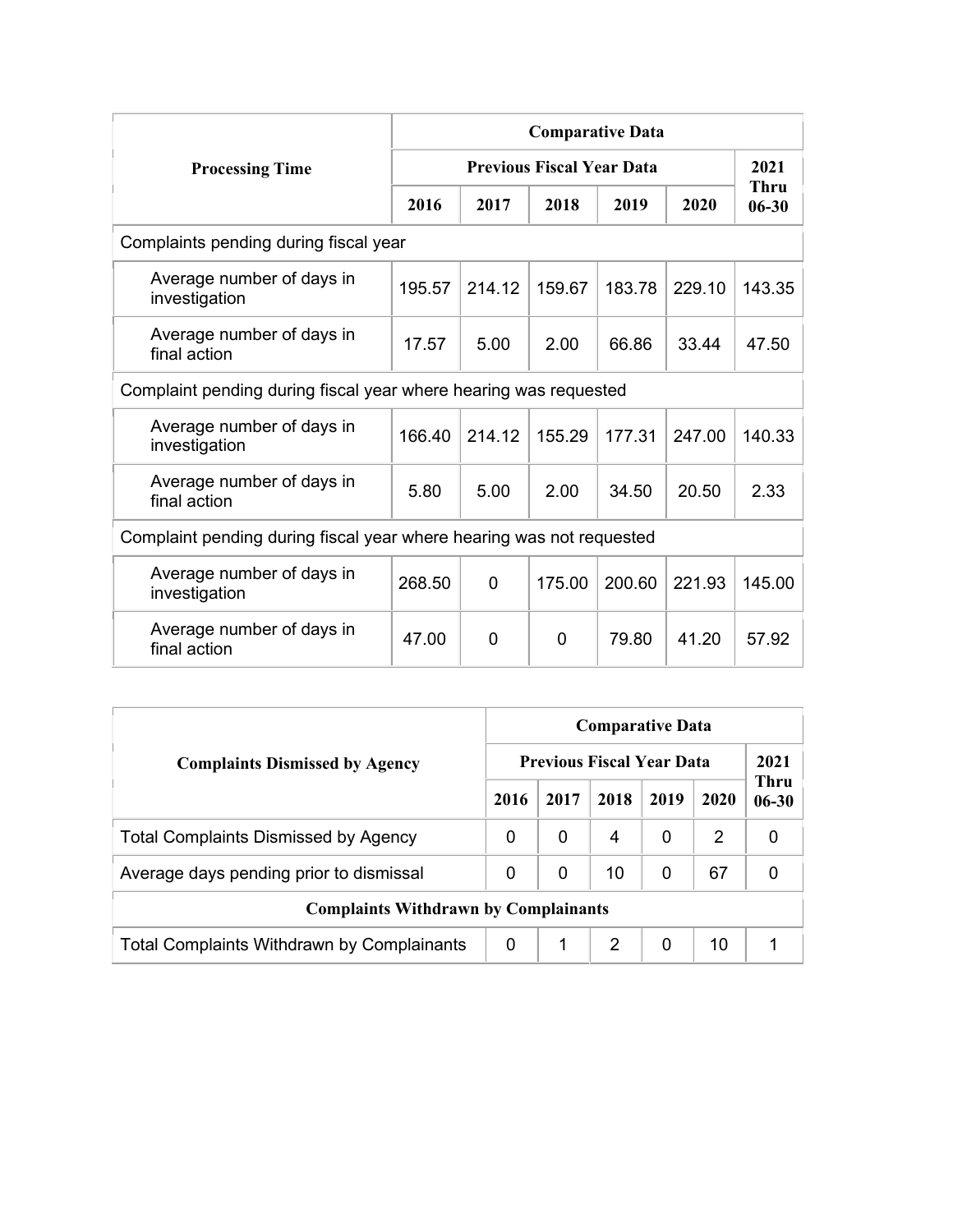| Processing Time | Comparative Data | | | | | |
|---|---|---|---|---|---|---|
| | Previous Fiscal Year Data | | | | | 2021 Thru 06-30 |
| | 2016 | 2017 | 2018 | 2019 | 2020 | |
| Complaints pending during fiscal year | | | | | | |
| Average number of days in investigation | 195.57 | 214.12 | 159.67 | 183.78 | 229.10 | 143.35 |
| Average number of days in final action | 17.57 | 5.00 | 2.00 | 66.86 | 33.44 | 47.50 |
| Complaint pending during fiscal year where hearing was requested | | | | | | |
| Average number of days in investigation | 166.40 | 214.12 | 155.29 | 177.31 | 247.00 | 140.33 |
| Average number of days in final action | 5.80 | 5.00 | 2.00 | 34.50 | 20.50 | 2.33 |
| Complaint pending during fiscal year where hearing was not requested | | | | | | |
| Average number of days in investigation | 268.50 | 0 | 175.00 | 200.60 | 221.93 | 145.00 |
| Average number of days in final action | 47.00 | 0 | 0 | 79.80 | 41.20 | 57.92 |

| Complaints Dismissed by Agency | Comparative Data | | | | | |
|---|---|---|---|---|---|---|
| | Previous Fiscal Year Data | | | | | 2021 Thru 06-30 |
| | 2016 | 2017 | 2018 | 2019 | 2020 | |
| Total Complaints Dismissed by Agency | 0 | 0 | 4 | 0 | 2 | 0 |
| Average days pending prior to dismissal | 0 | 0 | 10 | 0 | 67 | 0 |
| **Complaints Withdrawn by Complainants** | | | | | | |
| Total Complaints Withdrawn by Complainants | 0 | 1 | 2 | 0 | 10 | 1 |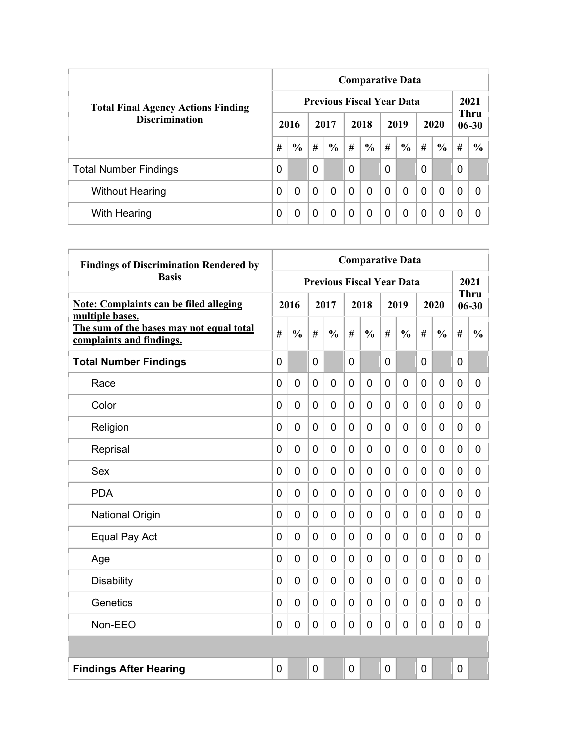| Total Final Agency Actions Finding Discrimination | Comparative Data | | | | | | | | | | | |
|---|---|---|---|---|---|---|---|---|---|---|---|---|
| | Previous Fiscal Year Data | | | | | | | | | | 2021 Thru 06-30 | |
| | 2016 | | 2017 | | 2018 | | 2019 | | 2020 | | | |
| | # | % | # | % | # | % | # | % | # | % | # | % |
| Total Number Findings | 0 | | 0 | | 0 | | 0 | | 0 | | 0 | |
| Without Hearing | 0 | 0 | 0 | 0 | 0 | 0 | 0 | 0 | 0 | 0 | 0 | 0 |
| With Hearing | 0 | 0 | 0 | 0 | 0 | 0 | 0 | 0 | 0 | 0 | 0 | 0 |

| Findings of Discrimination Rendered by Basis | Comparative Data | | | | | | | | | | | |
|---|---|---|---|---|---|---|---|---|---|---|---|---|
| | Previous Fiscal Year Data | | | | | | | | | | 2021 Thru 06-30 | |
| Note: Complaints can be filed alleging multiple bases. | 2016 | | 2017 | | 2018 | | 2019 | | 2020 | | | |
| The sum of the bases may not equal total complaints and findings. | # | % | # | % | # | % | # | % | # | % | # | % |
| **Total Number Findings** | 0 | | 0 | | 0 | | 0 | | 0 | | 0 | |
| Race | 0 | 0 | 0 | 0 | 0 | 0 | 0 | 0 | 0 | 0 | 0 | 0 |
| Color | 0 | 0 | 0 | 0 | 0 | 0 | 0 | 0 | 0 | 0 | 0 | 0 |
| Religion | 0 | 0 | 0 | 0 | 0 | 0 | 0 | 0 | 0 | 0 | 0 | 0 |
| Reprisal | 0 | 0 | 0 | 0 | 0 | 0 | 0 | 0 | 0 | 0 | 0 | 0 |
| Sex | 0 | 0 | 0 | 0 | 0 | 0 | 0 | 0 | 0 | 0 | 0 | 0 |
| PDA | 0 | 0 | 0 | 0 | 0 | 0 | 0 | 0 | 0 | 0 | 0 | 0 |
| National Origin | 0 | 0 | 0 | 0 | 0 | 0 | 0 | 0 | 0 | 0 | 0 | 0 |
| Equal Pay Act | 0 | 0 | 0 | 0 | 0 | 0 | 0 | 0 | 0 | 0 | 0 | 0 |
| Age | 0 | 0 | 0 | 0 | 0 | 0 | 0 | 0 | 0 | 0 | 0 | 0 |
| Disability | 0 | 0 | 0 | 0 | 0 | 0 | 0 | 0 | 0 | 0 | 0 | 0 |
| Genetics | 0 | 0 | 0 | 0 | 0 | 0 | 0 | 0 | 0 | 0 | 0 | 0 |
| Non-EEO | 0 | 0 | 0 | 0 | 0 | 0 | 0 | 0 | 0 | 0 | 0 | 0 |
| | | | | | | | | | | | | |
| **Findings After Hearing** | 0 | | 0 | | 0 | | 0 | | 0 | | 0 | |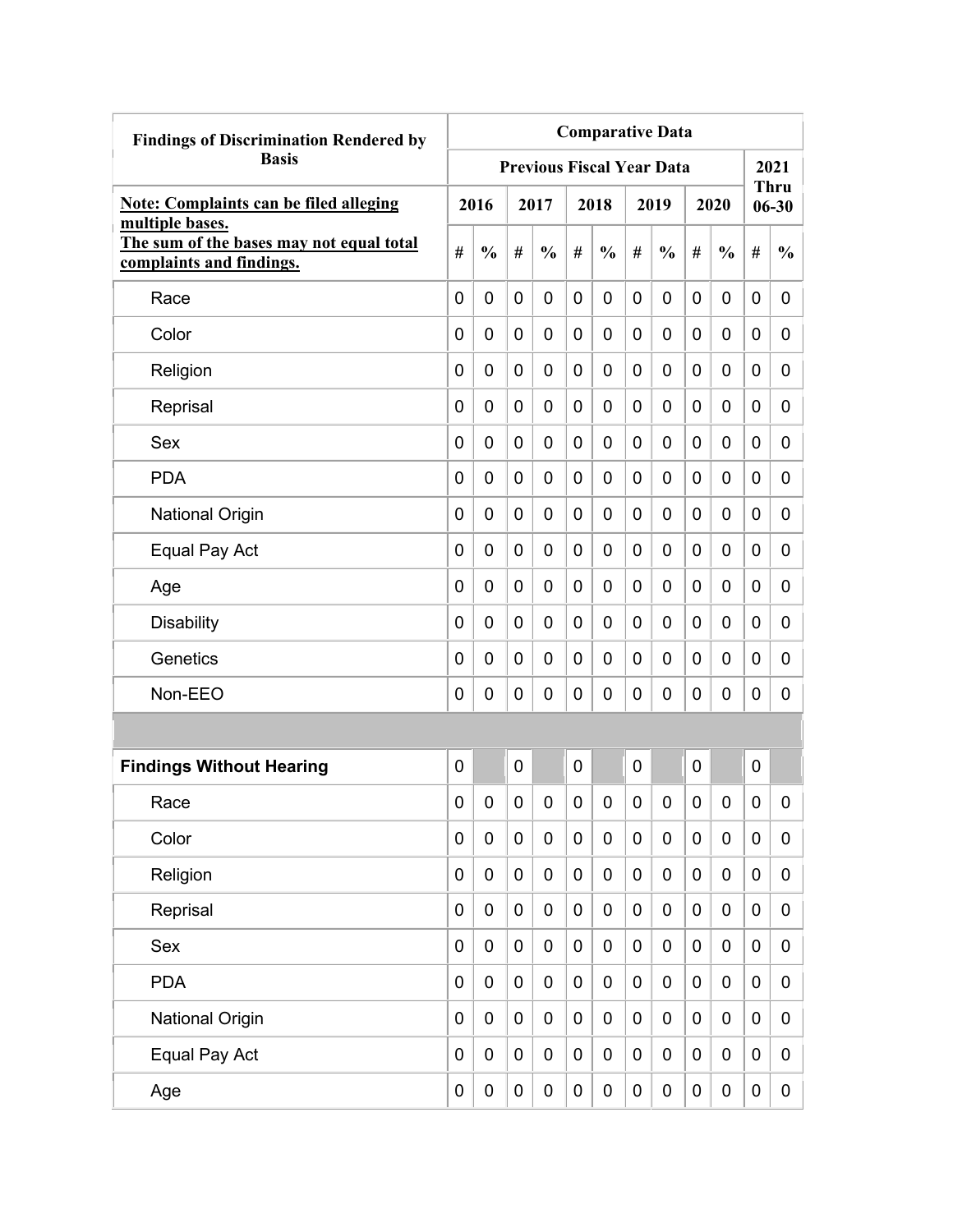| Findings of Discrimination Rendered by Basis | Comparative Data | | | | | | | | | | | |
|---|---|---|---|---|---|---|---|---|---|---|---|---|
| | Previous Fiscal Year Data | | | | | | | | | | 2021 Thru 06-30 | |
| **Note: Complaints can be filed alleging multiple bases. The sum of the bases may not equal total complaints and findings.** | 2016 | | 2017 | | 2018 | | 2019 | | 2020 | | | |
| | # | % | # | % | # | % | # | % | # | % | # | % |
| Race | 0 | 0 | 0 | 0 | 0 | 0 | 0 | 0 | 0 | 0 | 0 | 0 |
| Color | 0 | 0 | 0 | 0 | 0 | 0 | 0 | 0 | 0 | 0 | 0 | 0 |
| Religion | 0 | 0 | 0 | 0 | 0 | 0 | 0 | 0 | 0 | 0 | 0 | 0 |
| Reprisal | 0 | 0 | 0 | 0 | 0 | 0 | 0 | 0 | 0 | 0 | 0 | 0 |
| Sex | 0 | 0 | 0 | 0 | 0 | 0 | 0 | 0 | 0 | 0 | 0 | 0 |
| PDA | 0 | 0 | 0 | 0 | 0 | 0 | 0 | 0 | 0 | 0 | 0 | 0 |
| National Origin | 0 | 0 | 0 | 0 | 0 | 0 | 0 | 0 | 0 | 0 | 0 | 0 |
| Equal Pay Act | 0 | 0 | 0 | 0 | 0 | 0 | 0 | 0 | 0 | 0 | 0 | 0 |
| Age | 0 | 0 | 0 | 0 | 0 | 0 | 0 | 0 | 0 | 0 | 0 | 0 |
| Disability | 0 | 0 | 0 | 0 | 0 | 0 | 0 | 0 | 0 | 0 | 0 | 0 |
| Genetics | 0 | 0 | 0 | 0 | 0 | 0 | 0 | 0 | 0 | 0 | 0 | 0 |
| Non-EEO | 0 | 0 | 0 | 0 | 0 | 0 | 0 | 0 | 0 | 0 | 0 | 0 |
| | | | | | | | | | | | | |
| **Findings Without Hearing** | 0 | | 0 | | 0 | | 0 | | 0 | | 0 | |
| Race | 0 | 0 | 0 | 0 | 0 | 0 | 0 | 0 | 0 | 0 | 0 | 0 |
| Color | 0 | 0 | 0 | 0 | 0 | 0 | 0 | 0 | 0 | 0 | 0 | 0 |
| Religion | 0 | 0 | 0 | 0 | 0 | 0 | 0 | 0 | 0 | 0 | 0 | 0 |
| Reprisal | 0 | 0 | 0 | 0 | 0 | 0 | 0 | 0 | 0 | 0 | 0 | 0 |
| Sex | 0 | 0 | 0 | 0 | 0 | 0 | 0 | 0 | 0 | 0 | 0 | 0 |
| PDA | 0 | 0 | 0 | 0 | 0 | 0 | 0 | 0 | 0 | 0 | 0 | 0 |
| National Origin | 0 | 0 | 0 | 0 | 0 | 0 | 0 | 0 | 0 | 0 | 0 | 0 |
| Equal Pay Act | 0 | 0 | 0 | 0 | 0 | 0 | 0 | 0 | 0 | 0 | 0 | 0 |
| Age | 0 | 0 | 0 | 0 | 0 | 0 | 0 | 0 | 0 | 0 | 0 | 0 |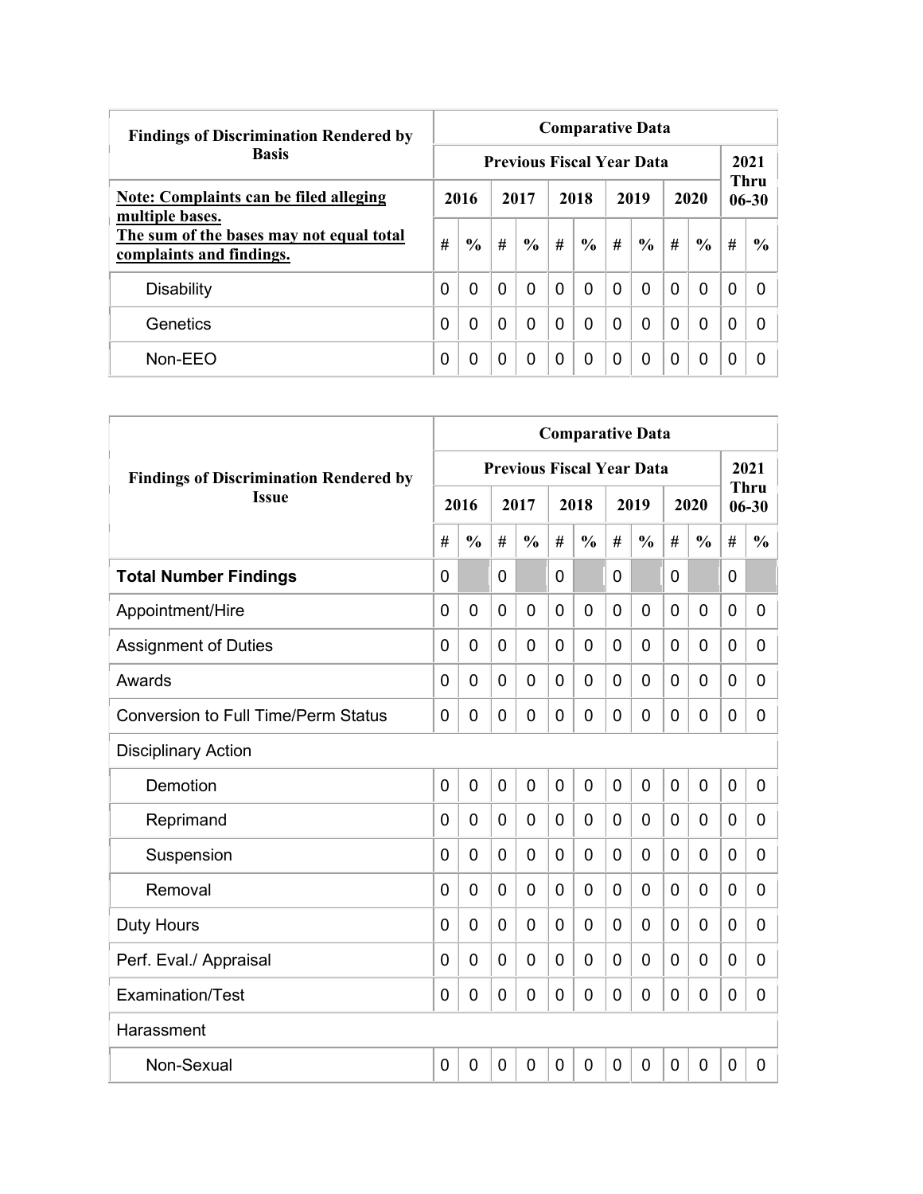| Findings of Discrimination Rendered by Basis | Comparative Data | | | | | | | | | | | |
|---|---|---|---|---|---|---|---|---|---|---|---|---|
| | Previous Fiscal Year Data | | | | | | | | | | 2021 Thru 06-30 | |
| **Note: Complaints can be filed alleging multiple bases. The sum of the bases may not equal total complaints and findings.** | 2016 | | 2017 | | 2018 | | 2019 | | 2020 | | | |
| | # | % | # | % | # | % | # | % | # | % | # | % |
| Disability | 0 | 0 | 0 | 0 | 0 | 0 | 0 | 0 | 0 | 0 | 0 | 0 |
| Genetics | 0 | 0 | 0 | 0 | 0 | 0 | 0 | 0 | 0 | 0 | 0 | 0 |
| Non-EEO | 0 | 0 | 0 | 0 | 0 | 0 | 0 | 0 | 0 | 0 | 0 | 0 |

| Findings of Discrimination Rendered by Issue | Comparative Data | | | | | | | | | | | |
|---|---|---|---|---|---|---|---|---|---|---|---|---|
| | Previous Fiscal Year Data | | | | | | | | | | 2021 Thru 06-30 | |
| | 2016 | | 2017 | | 2018 | | 2019 | | 2020 | | | |
| | # | % | # | % | # | % | # | % | # | % | # | % |
| **Total Number Findings** | 0 | | 0 | | 0 | | 0 | | 0 | | 0 | |
| Appointment/Hire | 0 | 0 | 0 | 0 | 0 | 0 | 0 | 0 | 0 | 0 | 0 | 0 |
| Assignment of Duties | 0 | 0 | 0 | 0 | 0 | 0 | 0 | 0 | 0 | 0 | 0 | 0 |
| Awards | 0 | 0 | 0 | 0 | 0 | 0 | 0 | 0 | 0 | 0 | 0 | 0 |
| Conversion to Full Time/Perm Status | 0 | 0 | 0 | 0 | 0 | 0 | 0 | 0 | 0 | 0 | 0 | 0 |
| Disciplinary Action | | | | | | | | | | | | |
| Demotion | 0 | 0 | 0 | 0 | 0 | 0 | 0 | 0 | 0 | 0 | 0 | 0 |
| Reprimand | 0 | 0 | 0 | 0 | 0 | 0 | 0 | 0 | 0 | 0 | 0 | 0 |
| Suspension | 0 | 0 | 0 | 0 | 0 | 0 | 0 | 0 | 0 | 0 | 0 | 0 |
| Removal | 0 | 0 | 0 | 0 | 0 | 0 | 0 | 0 | 0 | 0 | 0 | 0 |
| Duty Hours | 0 | 0 | 0 | 0 | 0 | 0 | 0 | 0 | 0 | 0 | 0 | 0 |
| Perf. Eval./ Appraisal | 0 | 0 | 0 | 0 | 0 | 0 | 0 | 0 | 0 | 0 | 0 | 0 |
| Examination/Test | 0 | 0 | 0 | 0 | 0 | 0 | 0 | 0 | 0 | 0 | 0 | 0 |
| Harassment | | | | | | | | | | | | |
| Non-Sexual | 0 | 0 | 0 | 0 | 0 | 0 | 0 | 0 | 0 | 0 | 0 | 0 |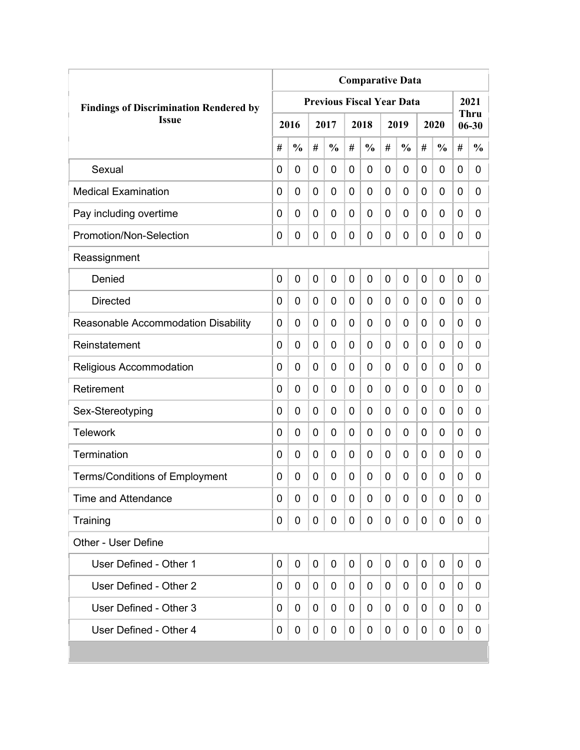| Findings of Discrimination Rendered by Issue | Comparative Data | | | | | | | | | | | |
|---|---|---|---|---|---|---|---|---|---|---|---|---|
| | Previous Fiscal Year Data | | | | | | | | | | 2021 Thru 06-30 | |
| | 2016 | | 2017 | | 2018 | | 2019 | | 2020 | | | |
| | # | % | # | % | # | % | # | % | # | % | # | % |
| Sexual | 0 | 0 | 0 | 0 | 0 | 0 | 0 | 0 | 0 | 0 | 0 | 0 |
| Medical Examination | 0 | 0 | 0 | 0 | 0 | 0 | 0 | 0 | 0 | 0 | 0 | 0 |
| Pay including overtime | 0 | 0 | 0 | 0 | 0 | 0 | 0 | 0 | 0 | 0 | 0 | 0 |
| Promotion/Non-Selection | 0 | 0 | 0 | 0 | 0 | 0 | 0 | 0 | 0 | 0 | 0 | 0 |
| Reassignment | | | | | | | | | | | | |
| Denied | 0 | 0 | 0 | 0 | 0 | 0 | 0 | 0 | 0 | 0 | 0 | 0 |
| Directed | 0 | 0 | 0 | 0 | 0 | 0 | 0 | 0 | 0 | 0 | 0 | 0 |
| Reasonable Accommodation Disability | 0 | 0 | 0 | 0 | 0 | 0 | 0 | 0 | 0 | 0 | 0 | 0 |
| Reinstatement | 0 | 0 | 0 | 0 | 0 | 0 | 0 | 0 | 0 | 0 | 0 | 0 |
| Religious Accommodation | 0 | 0 | 0 | 0 | 0 | 0 | 0 | 0 | 0 | 0 | 0 | 0 |
| Retirement | 0 | 0 | 0 | 0 | 0 | 0 | 0 | 0 | 0 | 0 | 0 | 0 |
| Sex-Stereotyping | 0 | 0 | 0 | 0 | 0 | 0 | 0 | 0 | 0 | 0 | 0 | 0 |
| Telework | 0 | 0 | 0 | 0 | 0 | 0 | 0 | 0 | 0 | 0 | 0 | 0 |
| Termination | 0 | 0 | 0 | 0 | 0 | 0 | 0 | 0 | 0 | 0 | 0 | 0 |
| Terms/Conditions of Employment | 0 | 0 | 0 | 0 | 0 | 0 | 0 | 0 | 0 | 0 | 0 | 0 |
| Time and Attendance | 0 | 0 | 0 | 0 | 0 | 0 | 0 | 0 | 0 | 0 | 0 | 0 |
| Training | 0 | 0 | 0 | 0 | 0 | 0 | 0 | 0 | 0 | 0 | 0 | 0 |
| Other - User Define | | | | | | | | | | | | |
| User Defined - Other 1 | 0 | 0 | 0 | 0 | 0 | 0 | 0 | 0 | 0 | 0 | 0 | 0 |
| User Defined - Other 2 | 0 | 0 | 0 | 0 | 0 | 0 | 0 | 0 | 0 | 0 | 0 | 0 |
| User Defined - Other 3 | 0 | 0 | 0 | 0 | 0 | 0 | 0 | 0 | 0 | 0 | 0 | 0 |
| User Defined - Other 4 | 0 | 0 | 0 | 0 | 0 | 0 | 0 | 0 | 0 | 0 | 0 | 0 |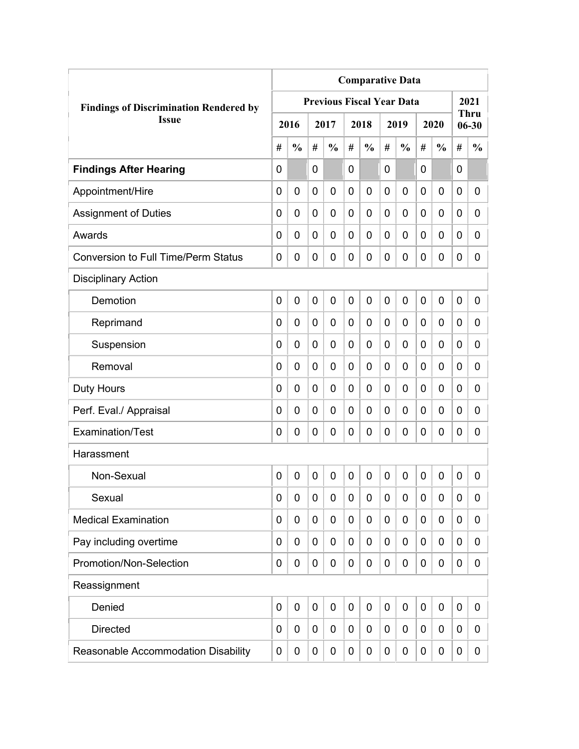| Findings of Discrimination Rendered by Issue | Comparative Data | | | | | | | | | | | |
|---|---|---|---|---|---|---|---|---|---|---|---|---|
| | Previous Fiscal Year Data | | | | | | | | | | 2021 Thru 06-30 | |
| | 2016 | | 2017 | | 2018 | | 2019 | | 2020 | | | |
| | # | % | # | % | # | % | # | % | # | % | # | % |
| **Findings After Hearing** | 0 | | 0 | | 0 | | 0 | | 0 | | 0 | |
| Appointment/Hire | 0 | 0 | 0 | 0 | 0 | 0 | 0 | 0 | 0 | 0 | 0 | 0 |
| Assignment of Duties | 0 | 0 | 0 | 0 | 0 | 0 | 0 | 0 | 0 | 0 | 0 | 0 |
| Awards | 0 | 0 | 0 | 0 | 0 | 0 | 0 | 0 | 0 | 0 | 0 | 0 |
| Conversion to Full Time/Perm Status | 0 | 0 | 0 | 0 | 0 | 0 | 0 | 0 | 0 | 0 | 0 | 0 |
| Disciplinary Action | | | | | | | | | | | | |
| Demotion | 0 | 0 | 0 | 0 | 0 | 0 | 0 | 0 | 0 | 0 | 0 | 0 |
| Reprimand | 0 | 0 | 0 | 0 | 0 | 0 | 0 | 0 | 0 | 0 | 0 | 0 |
| Suspension | 0 | 0 | 0 | 0 | 0 | 0 | 0 | 0 | 0 | 0 | 0 | 0 |
| Removal | 0 | 0 | 0 | 0 | 0 | 0 | 0 | 0 | 0 | 0 | 0 | 0 |
| Duty Hours | 0 | 0 | 0 | 0 | 0 | 0 | 0 | 0 | 0 | 0 | 0 | 0 |
| Perf. Eval./ Appraisal | 0 | 0 | 0 | 0 | 0 | 0 | 0 | 0 | 0 | 0 | 0 | 0 |
| Examination/Test | 0 | 0 | 0 | 0 | 0 | 0 | 0 | 0 | 0 | 0 | 0 | 0 |
| Harassment | | | | | | | | | | | | |
| Non-Sexual | 0 | 0 | 0 | 0 | 0 | 0 | 0 | 0 | 0 | 0 | 0 | 0 |
| Sexual | 0 | 0 | 0 | 0 | 0 | 0 | 0 | 0 | 0 | 0 | 0 | 0 |
| Medical Examination | 0 | 0 | 0 | 0 | 0 | 0 | 0 | 0 | 0 | 0 | 0 | 0 |
| Pay including overtime | 0 | 0 | 0 | 0 | 0 | 0 | 0 | 0 | 0 | 0 | 0 | 0 |
| Promotion/Non-Selection | 0 | 0 | 0 | 0 | 0 | 0 | 0 | 0 | 0 | 0 | 0 | 0 |
| Reassignment | | | | | | | | | | | | |
| Denied | 0 | 0 | 0 | 0 | 0 | 0 | 0 | 0 | 0 | 0 | 0 | 0 |
| Directed | 0 | 0 | 0 | 0 | 0 | 0 | 0 | 0 | 0 | 0 | 0 | 0 |
| Reasonable Accommodation Disability | 0 | 0 | 0 | 0 | 0 | 0 | 0 | 0 | 0 | 0 | 0 | 0 |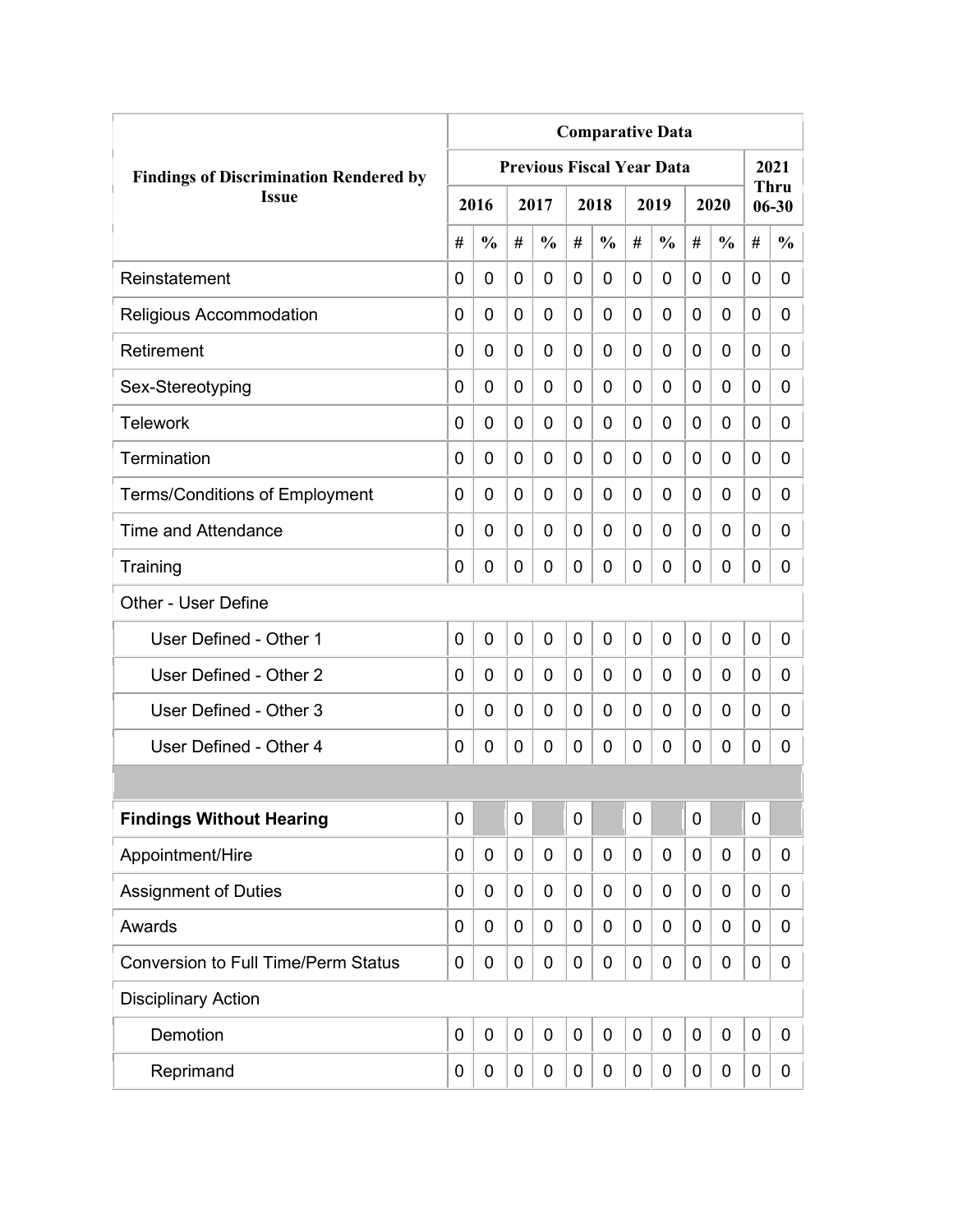| Findings of Discrimination Rendered by Issue | Comparative Data | | | | | | | | | | | |
|---|---|---|---|---|---|---|---|---|---|---|---|---|
| | Previous Fiscal Year Data | | | | | | | | | | 2021 Thru 06-30 | |
| | 2016 | | 2017 | | 2018 | | 2019 | | 2020 | | | |
| | # | % | # | % | # | % | # | % | # | % | # | % |
| Reinstatement | 0 | 0 | 0 | 0 | 0 | 0 | 0 | 0 | 0 | 0 | 0 | 0 |
| Religious Accommodation | 0 | 0 | 0 | 0 | 0 | 0 | 0 | 0 | 0 | 0 | 0 | 0 |
| Retirement | 0 | 0 | 0 | 0 | 0 | 0 | 0 | 0 | 0 | 0 | 0 | 0 |
| Sex-Stereotyping | 0 | 0 | 0 | 0 | 0 | 0 | 0 | 0 | 0 | 0 | 0 | 0 |
| Telework | 0 | 0 | 0 | 0 | 0 | 0 | 0 | 0 | 0 | 0 | 0 | 0 |
| Termination | 0 | 0 | 0 | 0 | 0 | 0 | 0 | 0 | 0 | 0 | 0 | 0 |
| Terms/Conditions of Employment | 0 | 0 | 0 | 0 | 0 | 0 | 0 | 0 | 0 | 0 | 0 | 0 |
| Time and Attendance | 0 | 0 | 0 | 0 | 0 | 0 | 0 | 0 | 0 | 0 | 0 | 0 |
| Training | 0 | 0 | 0 | 0 | 0 | 0 | 0 | 0 | 0 | 0 | 0 | 0 |
| Other - User Define | | | | | | | | | | | | |
| User Defined - Other 1 | 0 | 0 | 0 | 0 | 0 | 0 | 0 | 0 | 0 | 0 | 0 | 0 |
| User Defined - Other 2 | 0 | 0 | 0 | 0 | 0 | 0 | 0 | 0 | 0 | 0 | 0 | 0 |
| User Defined - Other 3 | 0 | 0 | 0 | 0 | 0 | 0 | 0 | 0 | 0 | 0 | 0 | 0 |
| User Defined - Other 4 | 0 | 0 | 0 | 0 | 0 | 0 | 0 | 0 | 0 | 0 | 0 | 0 |
| | | | | | | | | | | | | |
| **Findings Without Hearing** | 0 | | 0 | | 0 | | 0 | | 0 | | 0 | |
| Appointment/Hire | 0 | 0 | 0 | 0 | 0 | 0 | 0 | 0 | 0 | 0 | 0 | 0 |
| Assignment of Duties | 0 | 0 | 0 | 0 | 0 | 0 | 0 | 0 | 0 | 0 | 0 | 0 |
| Awards | 0 | 0 | 0 | 0 | 0 | 0 | 0 | 0 | 0 | 0 | 0 | 0 |
| Conversion to Full Time/Perm Status | 0 | 0 | 0 | 0 | 0 | 0 | 0 | 0 | 0 | 0 | 0 | 0 |
| Disciplinary Action | | | | | | | | | | | | |
| Demotion | 0 | 0 | 0 | 0 | 0 | 0 | 0 | 0 | 0 | 0 | 0 | 0 |
| Reprimand | 0 | 0 | 0 | 0 | 0 | 0 | 0 | 0 | 0 | 0 | 0 | 0 |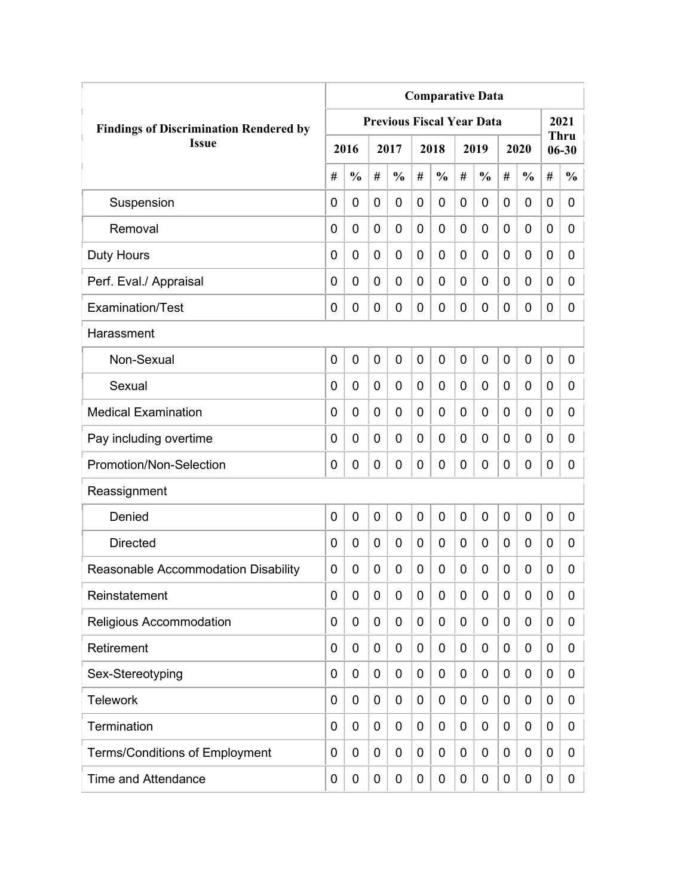| Findings of Discrimination Rendered by Issue | Comparative Data | | | | | | | | | | | |
|---|---|---|---|---|---|---|---|---|---|---|---|---|
| | Previous Fiscal Year Data | | | | | | | | | | 2021 Thru 06-30 | |
| | 2016 | | 2017 | | 2018 | | 2019 | | 2020 | | | |
| | # | % | # | % | # | % | # | % | # | % | # | % |
| Suspension | 0 | 0 | 0 | 0 | 0 | 0 | 0 | 0 | 0 | 0 | 0 | 0 |
| Removal | 0 | 0 | 0 | 0 | 0 | 0 | 0 | 0 | 0 | 0 | 0 | 0 |
| Duty Hours | 0 | 0 | 0 | 0 | 0 | 0 | 0 | 0 | 0 | 0 | 0 | 0 |
| Perf. Eval./ Appraisal | 0 | 0 | 0 | 0 | 0 | 0 | 0 | 0 | 0 | 0 | 0 | 0 |
| Examination/Test | 0 | 0 | 0 | 0 | 0 | 0 | 0 | 0 | 0 | 0 | 0 | 0 |
| Harassment | | | | | | | | | | | | |
| Non-Sexual | 0 | 0 | 0 | 0 | 0 | 0 | 0 | 0 | 0 | 0 | 0 | 0 |
| Sexual | 0 | 0 | 0 | 0 | 0 | 0 | 0 | 0 | 0 | 0 | 0 | 0 |
| Medical Examination | 0 | 0 | 0 | 0 | 0 | 0 | 0 | 0 | 0 | 0 | 0 | 0 |
| Pay including overtime | 0 | 0 | 0 | 0 | 0 | 0 | 0 | 0 | 0 | 0 | 0 | 0 |
| Promotion/Non-Selection | 0 | 0 | 0 | 0 | 0 | 0 | 0 | 0 | 0 | 0 | 0 | 0 |
| Reassignment | | | | | | | | | | | | |
| Denied | 0 | 0 | 0 | 0 | 0 | 0 | 0 | 0 | 0 | 0 | 0 | 0 |
| Directed | 0 | 0 | 0 | 0 | 0 | 0 | 0 | 0 | 0 | 0 | 0 | 0 |
| Reasonable Accommodation Disability | 0 | 0 | 0 | 0 | 0 | 0 | 0 | 0 | 0 | 0 | 0 | 0 |
| Reinstatement | 0 | 0 | 0 | 0 | 0 | 0 | 0 | 0 | 0 | 0 | 0 | 0 |
| Religious Accommodation | 0 | 0 | 0 | 0 | 0 | 0 | 0 | 0 | 0 | 0 | 0 | 0 |
| Retirement | 0 | 0 | 0 | 0 | 0 | 0 | 0 | 0 | 0 | 0 | 0 | 0 |
| Sex-Stereotyping | 0 | 0 | 0 | 0 | 0 | 0 | 0 | 0 | 0 | 0 | 0 | 0 |
| Telework | 0 | 0 | 0 | 0 | 0 | 0 | 0 | 0 | 0 | 0 | 0 | 0 |
| Termination | 0 | 0 | 0 | 0 | 0 | 0 | 0 | 0 | 0 | 0 | 0 | 0 |
| Terms/Conditions of Employment | 0 | 0 | 0 | 0 | 0 | 0 | 0 | 0 | 0 | 0 | 0 | 0 |
| Time and Attendance | 0 | 0 | 0 | 0 | 0 | 0 | 0 | 0 | 0 | 0 | 0 | 0 |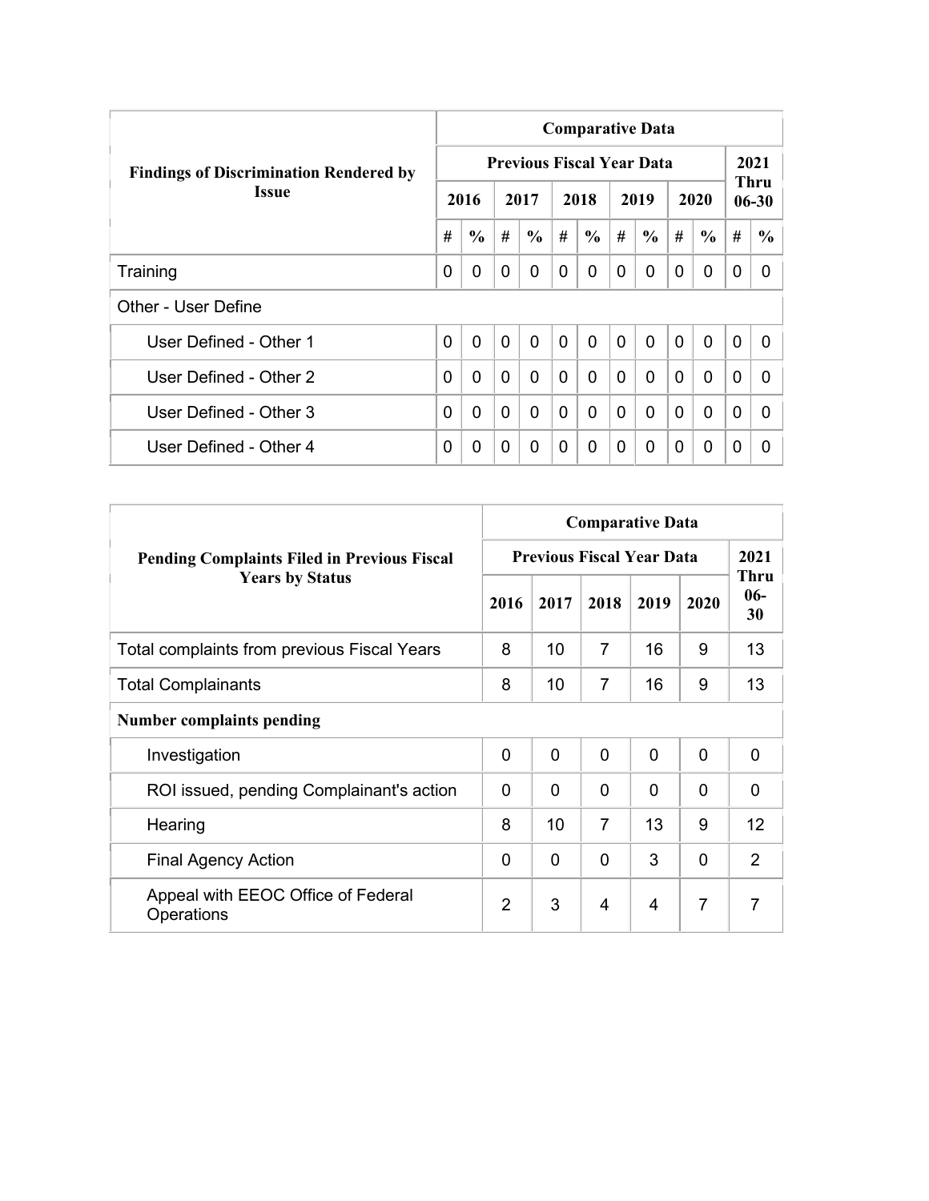| Findings of Discrimination Rendered by Issue | Comparative Data | | | | | | | | | | | |
|---|---|---|---|---|---|---|---|---|---|---|---|---|
| | Previous Fiscal Year Data | | | | | | | | | | 2021 Thru 06-30 | |
| | 2016 | | 2017 | | 2018 | | 2019 | | 2020 | | | |
| | # | % | # | % | # | % | # | % | # | % | # | % |
| Training | 0 | 0 | 0 | 0 | 0 | 0 | 0 | 0 | 0 | 0 | 0 | 0 |
| Other - User Define | | | | | | | | | | | | |
| User Defined - Other 1 | 0 | 0 | 0 | 0 | 0 | 0 | 0 | 0 | 0 | 0 | 0 | 0 |
| User Defined - Other 2 | 0 | 0 | 0 | 0 | 0 | 0 | 0 | 0 | 0 | 0 | 0 | 0 |
| User Defined - Other 3 | 0 | 0 | 0 | 0 | 0 | 0 | 0 | 0 | 0 | 0 | 0 | 0 |
| User Defined - Other 4 | 0 | 0 | 0 | 0 | 0 | 0 | 0 | 0 | 0 | 0 | 0 | 0 |

| Pending Complaints Filed in Previous Fiscal Years by Status | Comparative Data | | | | | |
|---|---|---|---|---|---|---|
| | Previous Fiscal Year Data | | | | | 2021 Thru 06-30 |
| | 2016 | 2017 | 2018 | 2019 | 2020 | |
| Total complaints from previous Fiscal Years | 8 | 10 | 7 | 16 | 9 | 13 |
| Total Complainants | 8 | 10 | 7 | 16 | 9 | 13 |
| **Number complaints pending** | | | | | | |
| Investigation | 0 | 0 | 0 | 0 | 0 | 0 |
| ROI issued, pending Complainant's action | 0 | 0 | 0 | 0 | 0 | 0 |
| Hearing | 8 | 10 | 7 | 13 | 9 | 12 |
| Final Agency Action | 0 | 0 | 0 | 3 | 0 | 2 |
| Appeal with EEOC Office of Federal Operations | 2 | 3 | 4 | 4 | 7 | 7 |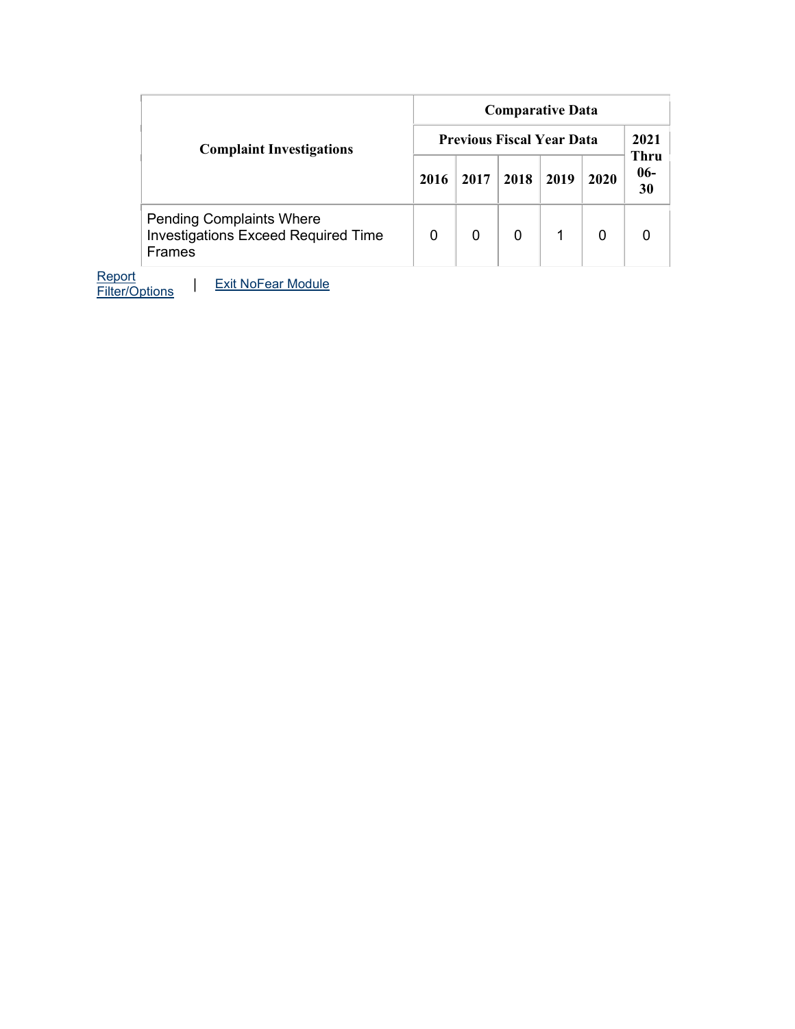| Complaint Investigations | Comparative Data | | | | | |
|---|---|---|---|---|---|---|
| | Previous Fiscal Year Data | | | | | 2021 Thru 06-30 |
| | 2016 | 2017 | 2018 | 2019 | 2020 | |
| Pending Complaints Where Investigations Exceed Required Time Frames | 0 | 0 | 0 | 1 | 0 | 0 |

Report Filter/Options | Exit NoFear Module